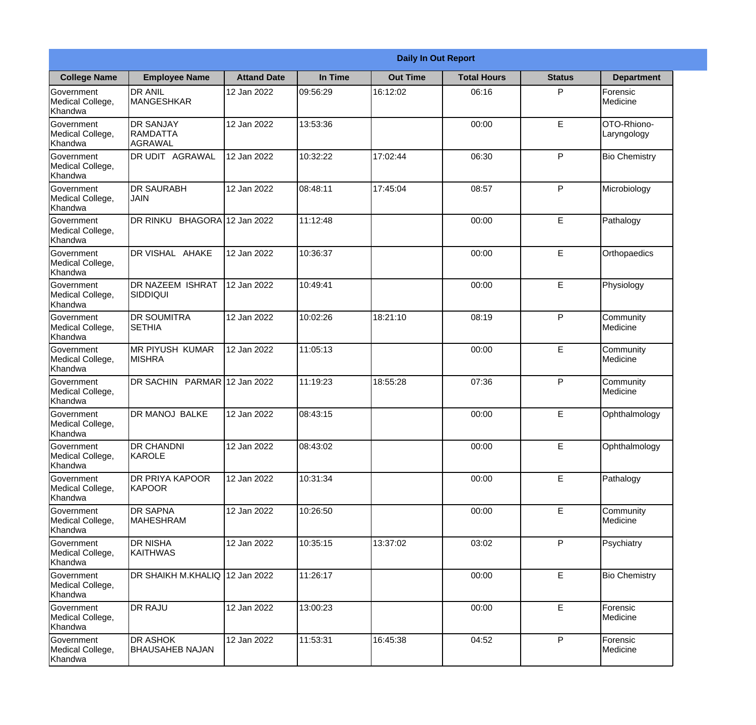| Daily In Out Report | | | | | | | |
|---|---|---|---|---|---|---|---|
| **College Name** | **Employee Name** | **Attand Date** | **In Time** | **Out Time** | **Total Hours** | **Status** | **Department** |
| Government Medical College, Khandwa | DR ANIL MANGESHKAR | 12 Jan 2022 | 09:56:29 | 16:12:02 | 06:16 | P | Forensic Medicine |
| Government Medical College, Khandwa | DR SANJAY RAMDATTA AGRAWAL | 12 Jan 2022 | 13:53:36 | | 00:00 | E | OTO-Rhiono-Laryngology |
| Government Medical College, Khandwa | DR UDIT AGRAWAL | 12 Jan 2022 | 10:32:22 | 17:02:44 | 06:30 | P | Bio Chemistry |
| Government Medical College, Khandwa | DR SAURABH JAIN | 12 Jan 2022 | 08:48:11 | 17:45:04 | 08:57 | P | Microbiology |
| Government Medical College, Khandwa | DR RINKU BHAGORA | 12 Jan 2022 | 11:12:48 | | 00:00 | E | Pathalogy |
| Government Medical College, Khandwa | DR VISHAL AHAKE | 12 Jan 2022 | 10:36:37 | | 00:00 | E | Orthopaedics |
| Government Medical College, Khandwa | DR NAZEEM ISHRAT SIDDIQUI | 12 Jan 2022 | 10:49:41 | | 00:00 | E | Physiology |
| Government Medical College, Khandwa | DR SOUMITRA SETHIA | 12 Jan 2022 | 10:02:26 | 18:21:10 | 08:19 | P | Community Medicine |
| Government Medical College, Khandwa | MR PIYUSH KUMAR MISHRA | 12 Jan 2022 | 11:05:13 | | 00:00 | E | Community Medicine |
| Government Medical College, Khandwa | DR SACHIN PARMAR | 12 Jan 2022 | 11:19:23 | 18:55:28 | 07:36 | P | Community Medicine |
| Government Medical College, Khandwa | DR MANOJ BALKE | 12 Jan 2022 | 08:43:15 | | 00:00 | E | Ophthalmology |
| Government Medical College, Khandwa | DR CHANDNI KAROLE | 12 Jan 2022 | 08:43:02 | | 00:00 | E | Ophthalmology |
| Government Medical College, Khandwa | DR PRIYA KAPOOR KAPOOR | 12 Jan 2022 | 10:31:34 | | 00:00 | E | Pathalogy |
| Government Medical College, Khandwa | DR SAPNA MAHESHRAM | 12 Jan 2022 | 10:26:50 | | 00:00 | E | Community Medicine |
| Government Medical College, Khandwa | DR NISHA KAITHWAS | 12 Jan 2022 | 10:35:15 | 13:37:02 | 03:02 | P | Psychiatry |
| Government Medical College, Khandwa | DR SHAIKH M.KHALIQ | 12 Jan 2022 | 11:26:17 | | 00:00 | E | Bio Chemistry |
| Government Medical College, Khandwa | DR RAJU | 12 Jan 2022 | 13:00:23 | | 00:00 | E | Forensic Medicine |
| Government Medical College, Khandwa | DR ASHOK BHAUSAHEB NAJAN | 12 Jan 2022 | 11:53:31 | 16:45:38 | 04:52 | P | Forensic Medicine |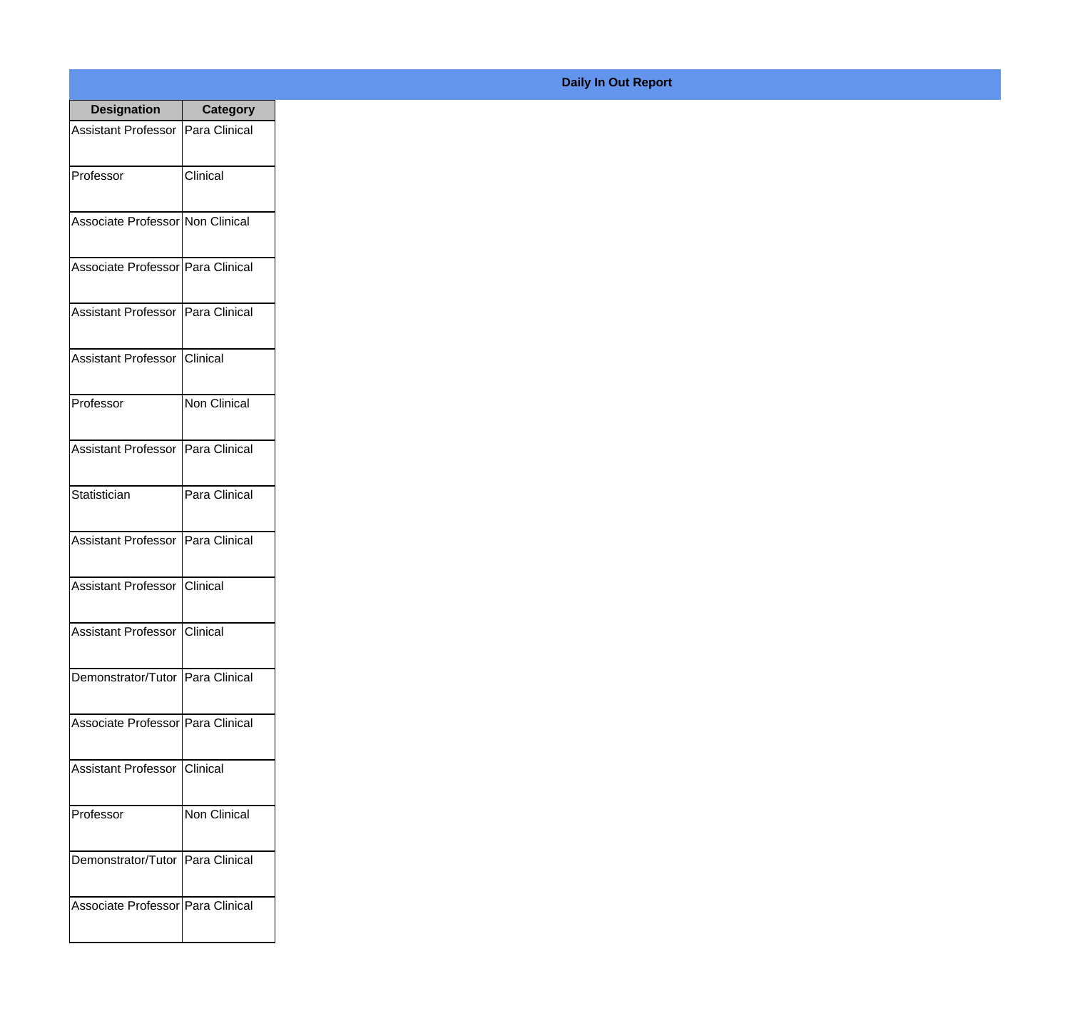## Daily In Out Report

| Designation | Category |
|---|---|
| Assistant Professor | Para Clinical |
| Professor | Clinical |
| Associate Professor | Non Clinical |
| Associate Professor | Para Clinical |
| Assistant Professor | Para Clinical |
| Assistant Professor | Clinical |
| Professor | Non Clinical |
| Assistant Professor | Para Clinical |
| Statistician | Para Clinical |
| Assistant Professor | Para Clinical |
| Assistant Professor | Clinical |
| Assistant Professor | Clinical |
| Demonstrator/Tutor | Para Clinical |
| Associate Professor | Para Clinical |
| Assistant Professor | Clinical |
| Professor | Non Clinical |
| Demonstrator/Tutor | Para Clinical |
| Associate Professor | Para Clinical |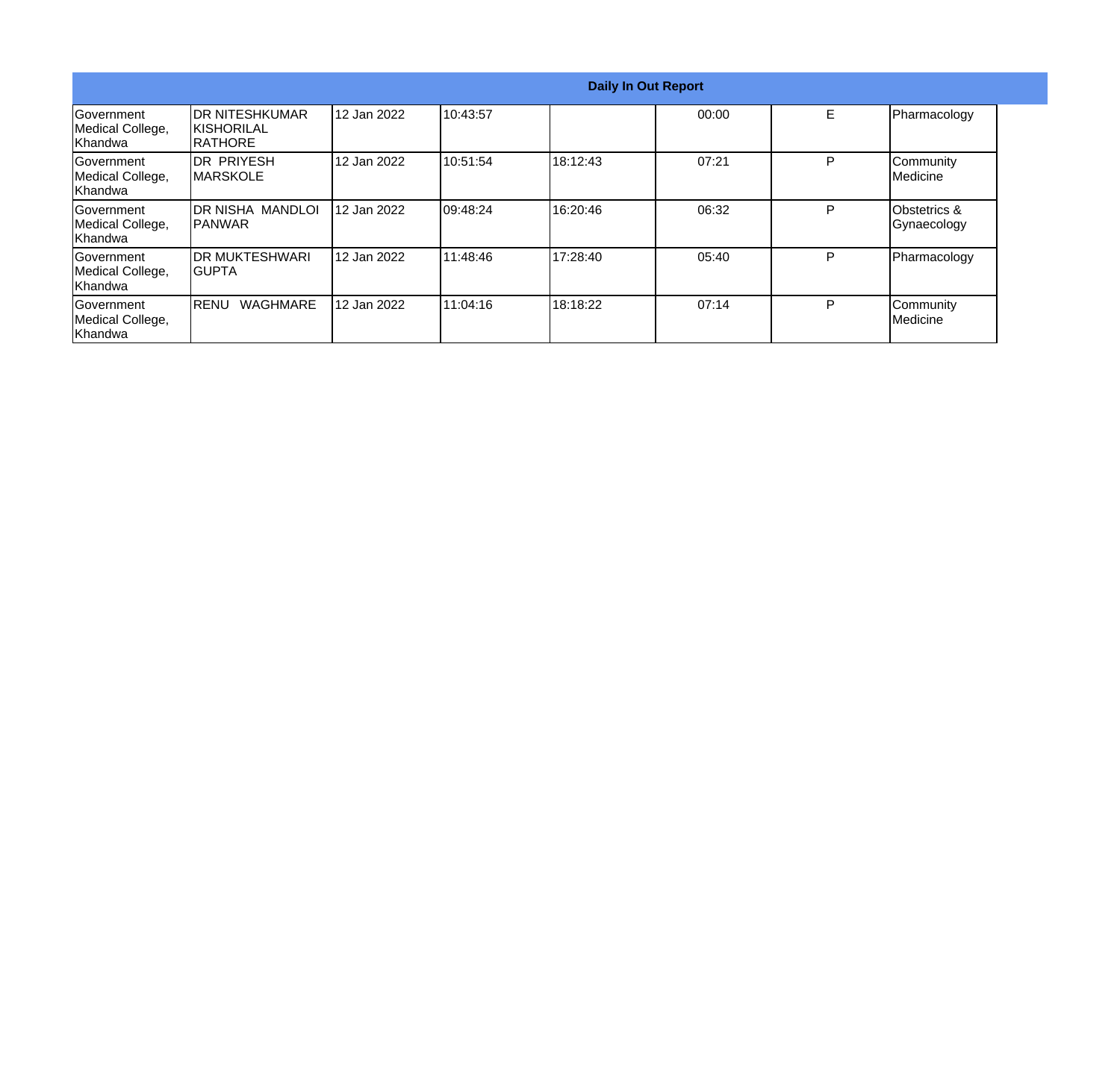| Daily In Out Report | | | | | | | |
|---|---|---|---|---|---|---|---|
| Government Medical College, Khandwa | DR NITESHKUMAR KISHORILAL RATHORE | 12 Jan 2022 | 10:43:57 | | 00:00 | E | Pharmacology |
| Government Medical College, Khandwa | DR PRIYESH MARSKOLE | 12 Jan 2022 | 10:51:54 | 18:12:43 | 07:21 | P | Community Medicine |
| Government Medical College, Khandwa | DR NISHA MANDLOI PANWAR | 12 Jan 2022 | 09:48:24 | 16:20:46 | 06:32 | P | Obstetrics & Gynaecology |
| Government Medical College, Khandwa | DR MUKTESHWARI GUPTA | 12 Jan 2022 | 11:48:46 | 17:28:40 | 05:40 | P | Pharmacology |
| Government Medical College, Khandwa | RENU WAGHMARE | 12 Jan 2022 | 11:04:16 | 18:18:22 | 07:14 | P | Community Medicine |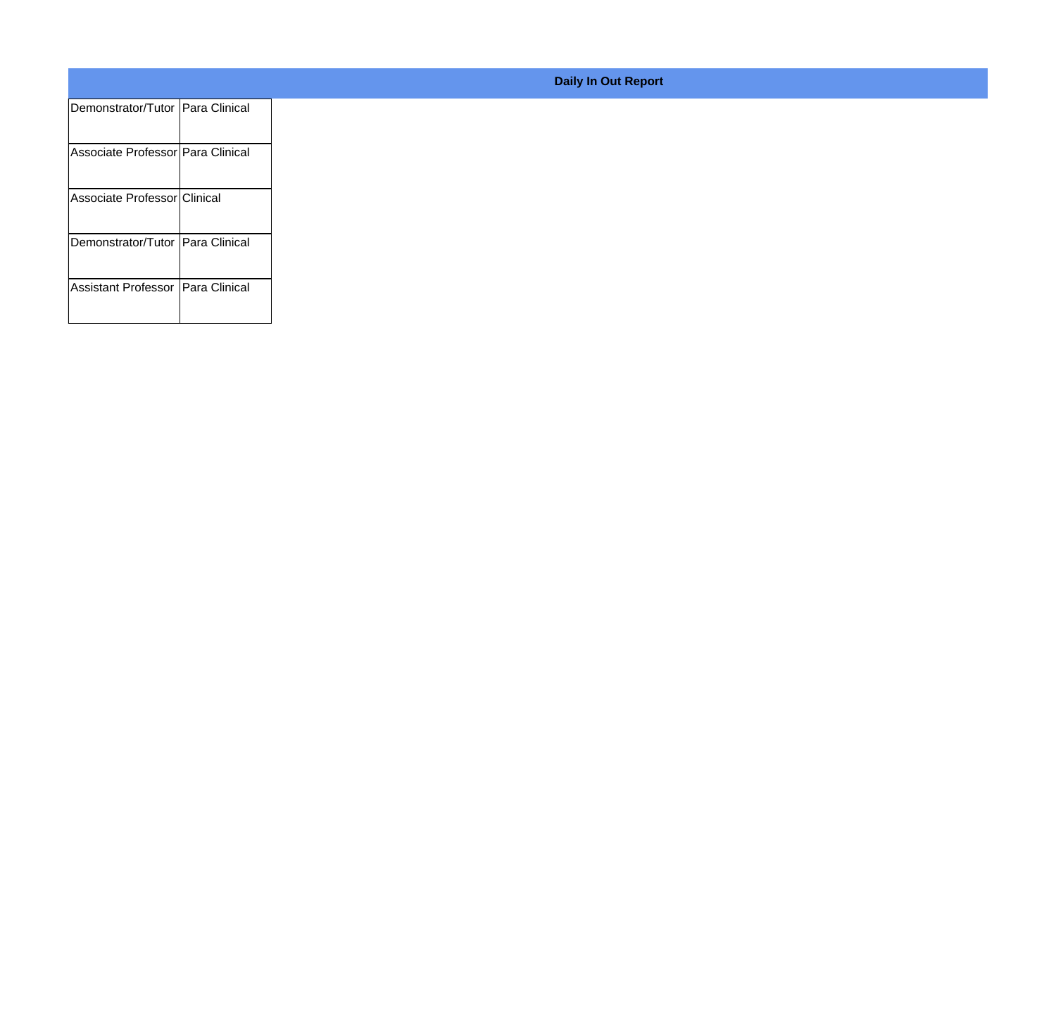**Daily In Out Report**

| | |
|---|---|
| Demonstrator/Tutor | Para Clinical |
| Associate Professor | Para Clinical |
| Associate Professor | Clinical |
| Demonstrator/Tutor | Para Clinical |
| Assistant Professor | Para Clinical |